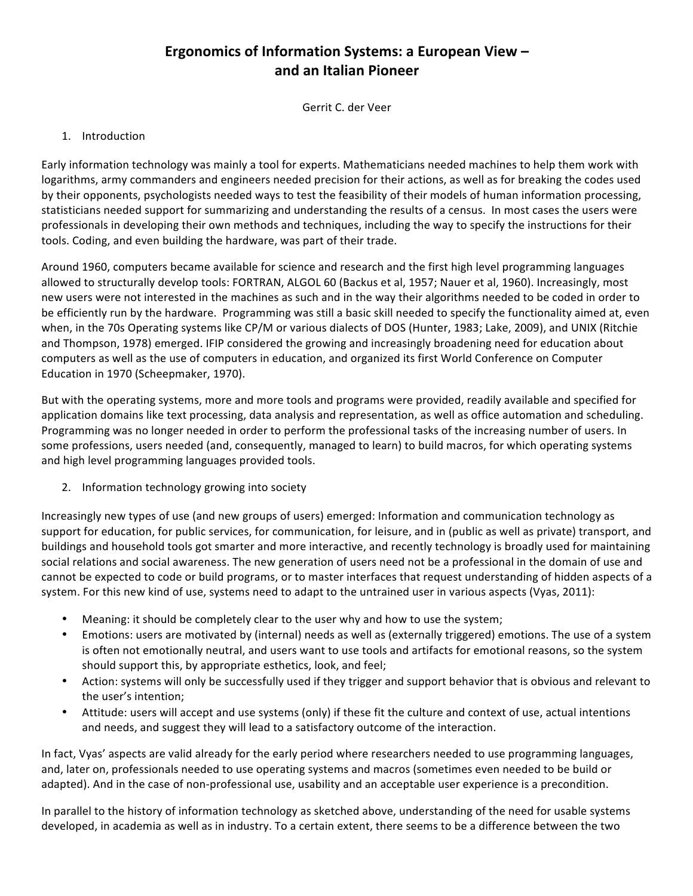# Ergonomics of Information Systems: a European View – and an Italian Pioneer

Gerrit C. der Veer

## 1. Introduction

Early information technology was mainly a tool for experts. Mathematicians needed machines to help them work with logarithms, army commanders and engineers needed precision for their actions, as well as for breaking the codes used by their opponents, psychologists needed ways to test the feasibility of their models of human information processing, statisticians needed support for summarizing and understanding the results of a census. In most cases the users were professionals in developing their own methods and techniques, including the way to specify the instructions for their tools. Coding, and even building the hardware, was part of their trade.

Around 1960, computers became available for science and research and the first high level programming languages allowed to structurally develop tools: FORTRAN, ALGOL 60 (Backus et al, 1957; Nauer et al, 1960). Increasingly, most new users were not interested in the machines as such and in the way their algorithms needed to be coded in order to be efficiently run by the hardware. Programming was still a basic skill needed to specify the functionality aimed at, even when, in the 70s Operating systems like CP/M or various dialects of DOS (Hunter, 1983; Lake, 2009), and UNIX (Ritchie and Thompson, 1978) emerged. IFIP considered the growing and increasingly broadening need for education about computers as well as the use of computers in education, and organized its first World Conference on Computer Education in 1970 (Scheepmaker, 1970).

But with the operating systems, more and more tools and programs were provided, readily available and specified for application domains like text processing, data analysis and representation, as well as office automation and scheduling. Programming was no longer needed in order to perform the professional tasks of the increasing number of users. In some professions, users needed (and, consequently, managed to learn) to build macros, for which operating systems and high level programming languages provided tools.

## 2. Information technology growing into society

Increasingly new types of use (and new groups of users) emerged: Information and communication technology as support for education, for public services, for communication, for leisure, and in (public as well as private) transport, and buildings and household tools got smarter and more interactive, and recently technology is broadly used for maintaining social relations and social awareness. The new generation of users need not be a professional in the domain of use and cannot be expected to code or build programs, or to master interfaces that request understanding of hidden aspects of a system. For this new kind of use, systems need to adapt to the untrained user in various aspects (Vyas, 2011):

- Meaning: it should be completely clear to the user why and how to use the system;
- Emotions: users are motivated by (internal) needs as well as (externally triggered) emotions. The use of a system is often not emotionally neutral, and users want to use tools and artifacts for emotional reasons, so the system should support this, by appropriate esthetics, look, and feel;
- Action: systems will only be successfully used if they trigger and support behavior that is obvious and relevant to the user's intention;
- Attitude: users will accept and use systems (only) if these fit the culture and context of use, actual intentions and needs, and suggest they will lead to a satisfactory outcome of the interaction.

In fact, Vyas' aspects are valid already for the early period where researchers needed to use programming languages, and, later on, professionals needed to use operating systems and macros (sometimes even needed to be build or adapted). And in the case of non-professional use, usability and an acceptable user experience is a precondition.

In parallel to the history of information technology as sketched above, understanding of the need for usable systems developed, in academia as well as in industry. To a certain extent, there seems to be a difference between the two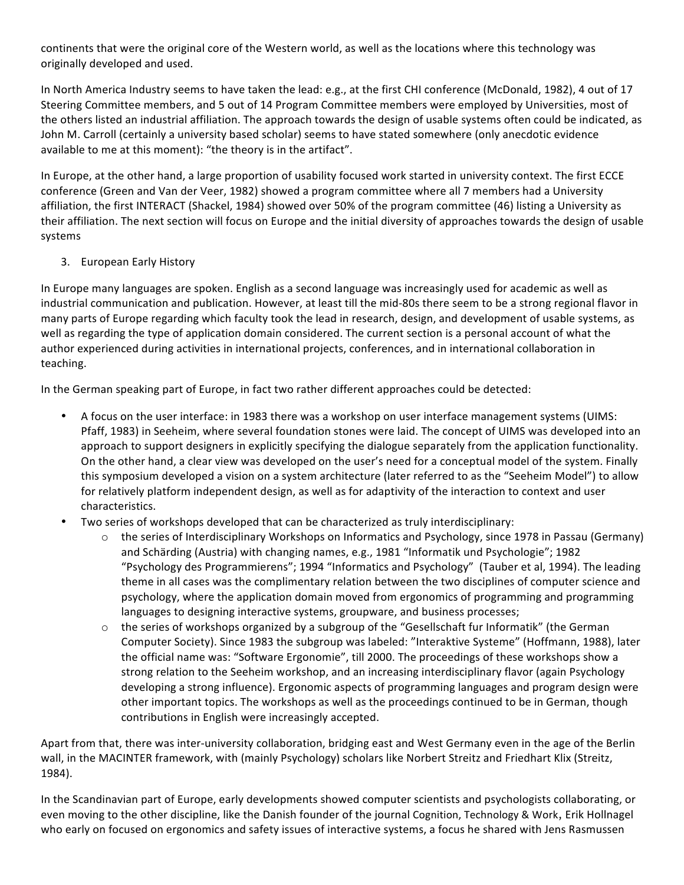continents that were the original core of the Western world, as well as the locations where this technology was originally developed and used.

In North America Industry seems to have taken the lead: e.g., at the first CHI conference (McDonald, 1982), 4 out of 17 Steering Committee members, and 5 out of 14 Program Committee members were employed by Universities, most of the others listed an industrial affiliation. The approach towards the design of usable systems often could be indicated, as John M. Carroll (certainly a university based scholar) seems to have stated somewhere (only anecdotic evidence available to me at this moment): "the theory is in the artifact".

In Europe, at the other hand, a large proportion of usability focused work started in university context. The first ECCE conference (Green and Van der Veer, 1982) showed a program committee where all 7 members had a University affiliation, the first INTERACT (Shackel, 1984) showed over 50% of the program committee (46) listing a University as their affiliation. The next section will focus on Europe and the initial diversity of approaches towards the design of usable systems

## 3. European Early History

In Europe many languages are spoken. English as a second language was increasingly used for academic as well as industrial communication and publication. However, at least till the mid-80s there seem to be a strong regional flavor in many parts of Europe regarding which faculty took the lead in research, design, and development of usable systems, as well as regarding the type of application domain considered. The current section is a personal account of what the author experienced during activities in international projects, conferences, and in international collaboration in teaching.

In the German speaking part of Europe, in fact two rather different approaches could be detected:

- A focus on the user interface: in 1983 there was a workshop on user interface management systems (UIMS: Pfaff, 1983) in Seeheim, where several foundation stones were laid. The concept of UIMS was developed into an approach to support designers in explicitly specifying the dialogue separately from the application functionality. On the other hand, a clear view was developed on the user's need for a conceptual model of the system. Finally this symposium developed a vision on a system architecture (later referred to as the "Seeheim Model") to allow for relatively platform independent design, as well as for adaptivity of the interaction to context and user characteristics.
- Two series of workshops developed that can be characterized as truly interdisciplinary:
  - the series of Interdisciplinary Workshops on Informatics and Psychology, since 1978 in Passau (Germany) and Schärding (Austria) with changing names, e.g., 1981 "Informatik und Psychologie"; 1982 "Psychology des Programmierens"; 1994 "Informatics and Psychology" (Tauber et al, 1994). The leading theme in all cases was the complimentary relation between the two disciplines of computer science and psychology, where the application domain moved from ergonomics of programming and programming languages to designing interactive systems, groupware, and business processes;
  - the series of workshops organized by a subgroup of the "Gesellschaft fur Informatik" (the German Computer Society). Since 1983 the subgroup was labeled: "Interaktive Systeme" (Hoffmann, 1988), later the official name was: "Software Ergonomie", till 2000. The proceedings of these workshops show a strong relation to the Seeheim workshop, and an increasing interdisciplinary flavor (again Psychology developing a strong influence). Ergonomic aspects of programming languages and program design were other important topics. The workshops as well as the proceedings continued to be in German, though contributions in English were increasingly accepted.

Apart from that, there was inter-university collaboration, bridging east and West Germany even in the age of the Berlin wall, in the MACINTER framework, with (mainly Psychology) scholars like Norbert Streitz and Friedhart Klix (Streitz, 1984).

In the Scandinavian part of Europe, early developments showed computer scientists and psychologists collaborating, or even moving to the other discipline, like the Danish founder of the journal Cognition, Technology & Work, Erik Hollnagel who early on focused on ergonomics and safety issues of interactive systems, a focus he shared with Jens Rasmussen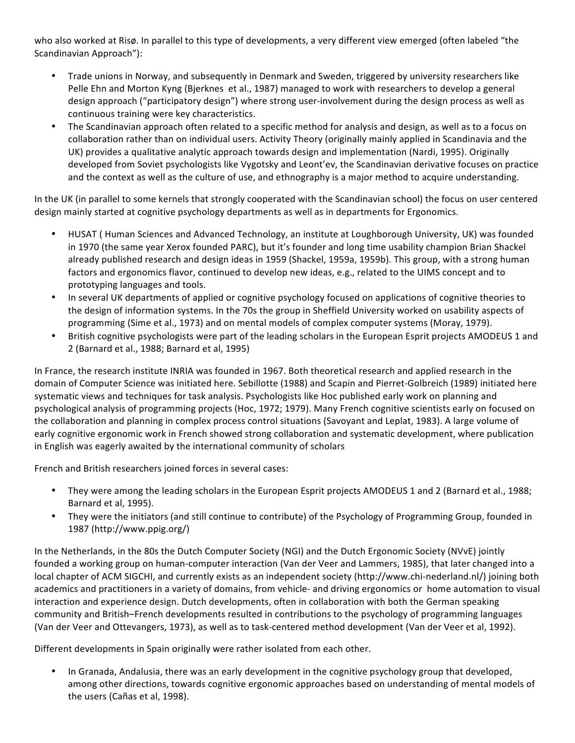who also worked at Risø. In parallel to this type of developments, a very different view emerged (often labeled "the Scandinavian Approach"):

- Trade unions in Norway, and subsequently in Denmark and Sweden, triggered by university researchers like Pelle Ehn and Morton Kyng (Bjerknes et al., 1987) managed to work with researchers to develop a general design approach ("participatory design") where strong user-involvement during the design process as well as continuous training were key characteristics.
- The Scandinavian approach often related to a specific method for analysis and design, as well as to a focus on collaboration rather than on individual users. Activity Theory (originally mainly applied in Scandinavia and the UK) provides a qualitative analytic approach towards design and implementation (Nardi, 1995). Originally developed from Soviet psychologists like Vygotsky and Leont'ev, the Scandinavian derivative focuses on practice and the context as well as the culture of use, and ethnography is a major method to acquire understanding.

In the UK (in parallel to some kernels that strongly cooperated with the Scandinavian school) the focus on user centered design mainly started at cognitive psychology departments as well as in departments for Ergonomics.

- HUSAT ( Human Sciences and Advanced Technology, an institute at Loughborough University, UK) was founded in 1970 (the same year Xerox founded PARC), but it's founder and long time usability champion Brian Shackel already published research and design ideas in 1959 (Shackel, 1959a, 1959b). This group, with a strong human factors and ergonomics flavor, continued to develop new ideas, e.g., related to the UIMS concept and to prototyping languages and tools.
- In several UK departments of applied or cognitive psychology focused on applications of cognitive theories to the design of information systems. In the 70s the group in Sheffield University worked on usability aspects of programming (Sime et al., 1973) and on mental models of complex computer systems (Moray, 1979).
- British cognitive psychologists were part of the leading scholars in the European Esprit projects AMODEUS 1 and 2 (Barnard et al., 1988; Barnard et al, 1995)

In France, the research institute INRIA was founded in 1967. Both theoretical research and applied research in the domain of Computer Science was initiated here. Sebillotte (1988) and Scapin and Pierret-Golbreich (1989) initiated here systematic views and techniques for task analysis. Psychologists like Hoc published early work on planning and psychological analysis of programming projects (Hoc, 1972; 1979). Many French cognitive scientists early on focused on the collaboration and planning in complex process control situations (Savoyant and Leplat, 1983). A large volume of early cognitive ergonomic work in French showed strong collaboration and systematic development, where publication in English was eagerly awaited by the international community of scholars

French and British researchers joined forces in several cases:

- They were among the leading scholars in the European Esprit projects AMODEUS 1 and 2 (Barnard et al., 1988; Barnard et al, 1995).
- They were the initiators (and still continue to contribute) of the Psychology of Programming Group, founded in 1987 (http://www.ppig.org/)

In the Netherlands, in the 80s the Dutch Computer Society (NGI) and the Dutch Ergonomic Society (NVvE) jointly founded a working group on human-computer interaction (Van der Veer and Lammers, 1985), that later changed into a local chapter of ACM SIGCHI, and currently exists as an independent society (http://www.chi-nederland.nl/) joining both academics and practitioners in a variety of domains, from vehicle- and driving ergonomics or home automation to visual interaction and experience design. Dutch developments, often in collaboration with both the German speaking community and British–French developments resulted in contributions to the psychology of programming languages (Van der Veer and Ottevangers, 1973), as well as to task-centered method development (Van der Veer et al, 1992).

Different developments in Spain originally were rather isolated from each other.

- In Granada, Andalusia, there was an early development in the cognitive psychology group that developed, among other directions, towards cognitive ergonomic approaches based on understanding of mental models of the users (Cañas et al, 1998).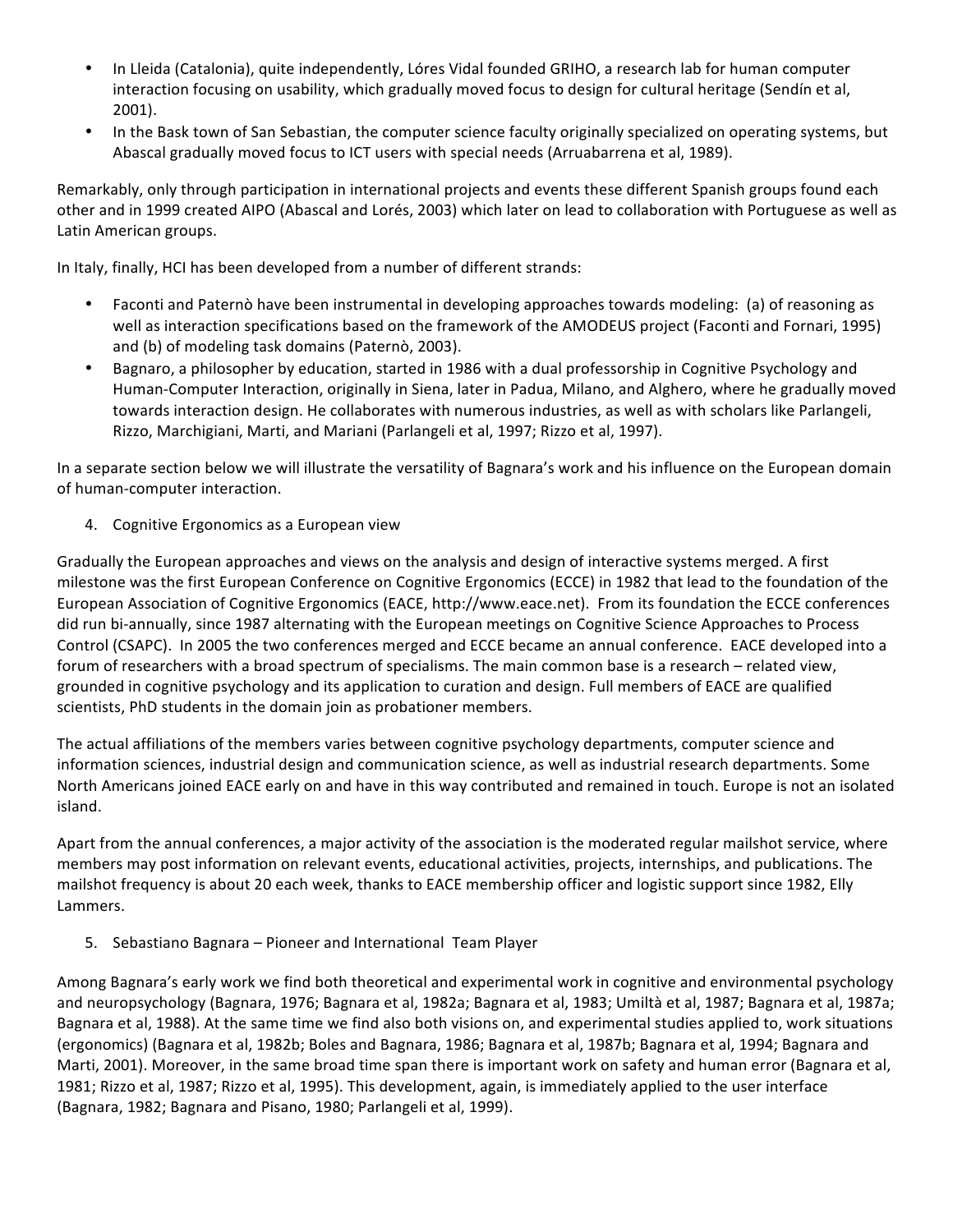- In Lleida (Catalonia), quite independently, Lóres Vidal founded GRIHO, a research lab for human computer interaction focusing on usability, which gradually moved focus to design for cultural heritage (Sendín et al, 2001).
- In the Bask town of San Sebastian, the computer science faculty originally specialized on operating systems, but Abascal gradually moved focus to ICT users with special needs (Arruabarrena et al, 1989).

Remarkably, only through participation in international projects and events these different Spanish groups found each other and in 1999 created AIPO (Abascal and Lorés, 2003) which later on lead to collaboration with Portuguese as well as Latin American groups.

In Italy, finally, HCI has been developed from a number of different strands:

- Faconti and Paternò have been instrumental in developing approaches towards modeling: (a) of reasoning as well as interaction specifications based on the framework of the AMODEUS project (Faconti and Fornari, 1995) and (b) of modeling task domains (Paternò, 2003).
- Bagnaro, a philosopher by education, started in 1986 with a dual professorship in Cognitive Psychology and Human-Computer Interaction, originally in Siena, later in Padua, Milano, and Alghero, where he gradually moved towards interaction design. He collaborates with numerous industries, as well as with scholars like Parlangeli, Rizzo, Marchigiani, Marti, and Mariani (Parlangeli et al, 1997; Rizzo et al, 1997).

In a separate section below we will illustrate the versatility of Bagnara's work and his influence on the European domain of human-computer interaction.

## 4. Cognitive Ergonomics as a European view

Gradually the European approaches and views on the analysis and design of interactive systems merged. A first milestone was the first European Conference on Cognitive Ergonomics (ECCE) in 1982 that lead to the foundation of the European Association of Cognitive Ergonomics (EACE, http://www.eace.net). From its foundation the ECCE conferences did run bi-annually, since 1987 alternating with the European meetings on Cognitive Science Approaches to Process Control (CSAPC). In 2005 the two conferences merged and ECCE became an annual conference. EACE developed into a forum of researchers with a broad spectrum of specialisms. The main common base is a research – related view, grounded in cognitive psychology and its application to curation and design. Full members of EACE are qualified scientists, PhD students in the domain join as probationer members.

The actual affiliations of the members varies between cognitive psychology departments, computer science and information sciences, industrial design and communication science, as well as industrial research departments. Some North Americans joined EACE early on and have in this way contributed and remained in touch. Europe is not an isolated island.

Apart from the annual conferences, a major activity of the association is the moderated regular mailshot service, where members may post information on relevant events, educational activities, projects, internships, and publications. The mailshot frequency is about 20 each week, thanks to EACE membership officer and logistic support since 1982, Elly Lammers.

## 5. Sebastiano Bagnara – Pioneer and International Team Player

Among Bagnara's early work we find both theoretical and experimental work in cognitive and environmental psychology and neuropsychology (Bagnara, 1976; Bagnara et al, 1982a; Bagnara et al, 1983; Umiltà et al, 1987; Bagnara et al, 1987a; Bagnara et al, 1988). At the same time we find also both visions on, and experimental studies applied to, work situations (ergonomics) (Bagnara et al, 1982b; Boles and Bagnara, 1986; Bagnara et al, 1987b; Bagnara et al, 1994; Bagnara and Marti, 2001). Moreover, in the same broad time span there is important work on safety and human error (Bagnara et al, 1981; Rizzo et al, 1987; Rizzo et al, 1995). This development, again, is immediately applied to the user interface (Bagnara, 1982; Bagnara and Pisano, 1980; Parlangeli et al, 1999).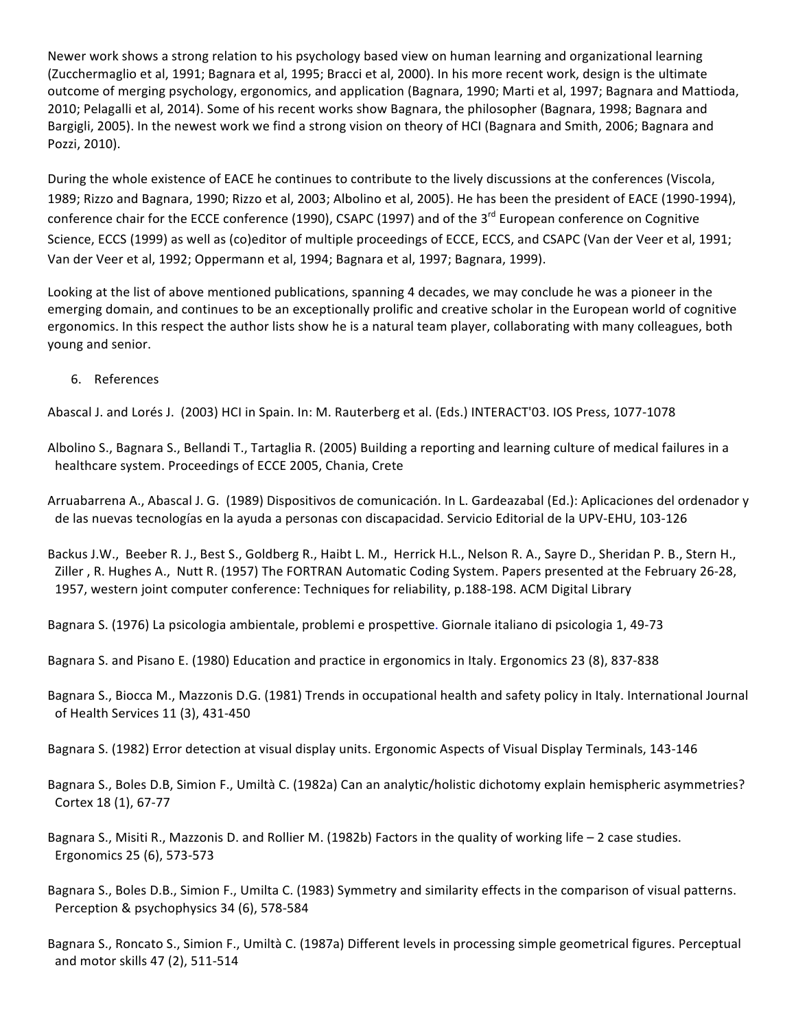Newer work shows a strong relation to his psychology based view on human learning and organizational learning (Zucchermaglio et al, 1991; Bagnara et al, 1995; Bracci et al, 2000). In his more recent work, design is the ultimate outcome of merging psychology, ergonomics, and application (Bagnara, 1990; Marti et al, 1997; Bagnara and Mattioda, 2010; Pelagalli et al, 2014). Some of his recent works show Bagnara, the philosopher (Bagnara, 1998; Bagnara and Bargigli, 2005). In the newest work we find a strong vision on theory of HCI (Bagnara and Smith, 2006; Bagnara and Pozzi, 2010).

During the whole existence of EACE he continues to contribute to the lively discussions at the conferences (Viscola, 1989; Rizzo and Bagnara, 1990; Rizzo et al, 2003; Albolino et al, 2005). He has been the president of EACE (1990-1994), conference chair for the ECCE conference (1990), CSAPC (1997) and of the 3rd European conference on Cognitive Science, ECCS (1999) as well as (co)editor of multiple proceedings of ECCE, ECCS, and CSAPC (Van der Veer et al, 1991; Van der Veer et al, 1992; Oppermann et al, 1994; Bagnara et al, 1997; Bagnara, 1999).

Looking at the list of above mentioned publications, spanning 4 decades, we may conclude he was a pioneer in the emerging domain, and continues to be an exceptionally prolific and creative scholar in the European world of cognitive ergonomics. In this respect the author lists show he is a natural team player, collaborating with many colleagues, both young and senior.

## 6. References

Abascal J. and Lorés J. (2003) HCI in Spain. In: M. Rauterberg et al. (Eds.) INTERACT'03. IOS Press, 1077-1078

Albolino S., Bagnara S., Bellandi T., Tartaglia R. (2005) Building a reporting and learning culture of medical failures in a healthcare system. Proceedings of ECCE 2005, Chania, Crete

Arruabarrena A., Abascal J. G. (1989) Dispositivos de comunicación. In L. Gardeazabal (Ed.): Aplicaciones del ordenador y de las nuevas tecnologías en la ayuda a personas con discapacidad. Servicio Editorial de la UPV-EHU, 103-126

Backus J.W., Beeber R. J., Best S., Goldberg R., Haibt L. M., Herrick H.L., Nelson R. A., Sayre D., Sheridan P. B., Stern H., Ziller , R. Hughes A., Nutt R. (1957) The FORTRAN Automatic Coding System. Papers presented at the February 26-28, 1957, western joint computer conference: Techniques for reliability, p.188-198. ACM Digital Library

Bagnara S. (1976) La psicologia ambientale, problemi e prospettive. Giornale italiano di psicologia 1, 49-73

Bagnara S. and Pisano E. (1980) Education and practice in ergonomics in Italy. Ergonomics 23 (8), 837-838

Bagnara S., Biocca M., Mazzonis D.G. (1981) Trends in occupational health and safety policy in Italy. International Journal of Health Services 11 (3), 431-450

Bagnara S. (1982) Error detection at visual display units. Ergonomic Aspects of Visual Display Terminals, 143-146

Bagnara S., Boles D.B, Simion F., Umiltà C. (1982a) Can an analytic/holistic dichotomy explain hemispheric asymmetries? Cortex 18 (1), 67-77

Bagnara S., Misiti R., Mazzonis D. and Rollier M. (1982b) Factors in the quality of working life – 2 case studies. Ergonomics 25 (6), 573-573

Bagnara S., Boles D.B., Simion F., Umilta C. (1983) Symmetry and similarity effects in the comparison of visual patterns. Perception & psychophysics 34 (6), 578-584

Bagnara S., Roncato S., Simion F., Umiltà C. (1987a) Different levels in processing simple geometrical figures. Perceptual and motor skills 47 (2), 511-514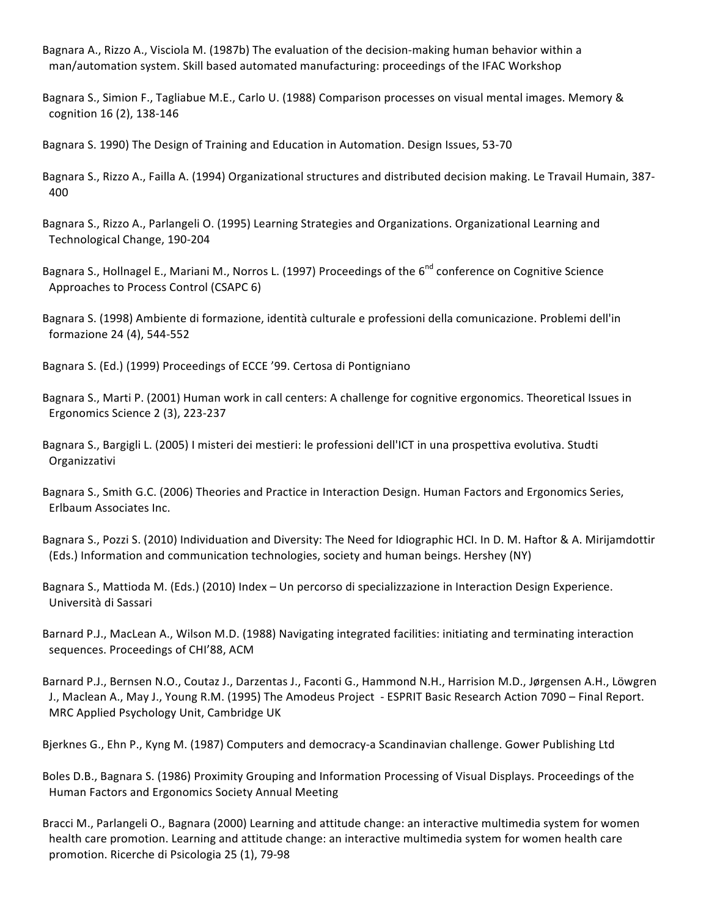Bagnara A., Rizzo A., Visciola M. (1987b) The evaluation of the decision-making human behavior within a man/automation system. Skill based automated manufacturing: proceedings of the IFAC Workshop

Bagnara S., Simion F., Tagliabue M.E., Carlo U. (1988) Comparison processes on visual mental images. Memory & cognition 16 (2), 138-146

Bagnara S. 1990) The Design of Training and Education in Automation. Design Issues, 53-70

Bagnara S., Rizzo A., Failla A. (1994) Organizational structures and distributed decision making. Le Travail Humain, 387-400

Bagnara S., Rizzo A., Parlangeli O. (1995) Learning Strategies and Organizations. Organizational Learning and Technological Change, 190-204

Bagnara S., Hollnagel E., Mariani M., Norros L. (1997) Proceedings of the 6th conference on Cognitive Science Approaches to Process Control (CSAPC 6)

Bagnara S. (1998) Ambiente di formazione, identità culturale e professioni della comunicazione. Problemi dell'in formazione 24 (4), 544-552

Bagnara S. (Ed.) (1999) Proceedings of ECCE '99. Certosa di Pontigniano

Bagnara S., Marti P. (2001) Human work in call centers: A challenge for cognitive ergonomics. Theoretical Issues in Ergonomics Science 2 (3), 223-237

Bagnara S., Bargigli L. (2005) I misteri dei mestieri: le professioni dell'ICT in una prospettiva evolutiva. Studti Organizzativi

Bagnara S., Smith G.C. (2006) Theories and Practice in Interaction Design. Human Factors and Ergonomics Series, Erlbaum Associates Inc.

Bagnara S., Pozzi S. (2010) Individuation and Diversity: The Need for Idiographic HCI. In D. M. Haftor & A. Mirijamdottir (Eds.) Information and communication technologies, society and human beings. Hershey (NY)

Bagnara S., Mattioda M. (Eds.) (2010) Index – Un percorso di specializzazione in Interaction Design Experience. Università di Sassari

Barnard P.J., MacLean A., Wilson M.D. (1988) Navigating integrated facilities: initiating and terminating interaction sequences. Proceedings of CHI'88, ACM

Barnard P.J., Bernsen N.O., Coutaz J., Darzentas J., Faconti G., Hammond N.H., Harrision M.D., Jørgensen A.H., Löwgren J., Maclean A., May J., Young R.M. (1995) The Amodeus Project - ESPRIT Basic Research Action 7090 – Final Report. MRC Applied Psychology Unit, Cambridge UK

Bjerknes G., Ehn P., Kyng M. (1987) Computers and democracy-a Scandinavian challenge. Gower Publishing Ltd

Boles D.B., Bagnara S. (1986) Proximity Grouping and Information Processing of Visual Displays. Proceedings of the Human Factors and Ergonomics Society Annual Meeting

Bracci M., Parlangeli O., Bagnara (2000) Learning and attitude change: an interactive multimedia system for women health care promotion. Learning and attitude change: an interactive multimedia system for women health care promotion. Ricerche di Psicologia 25 (1), 79-98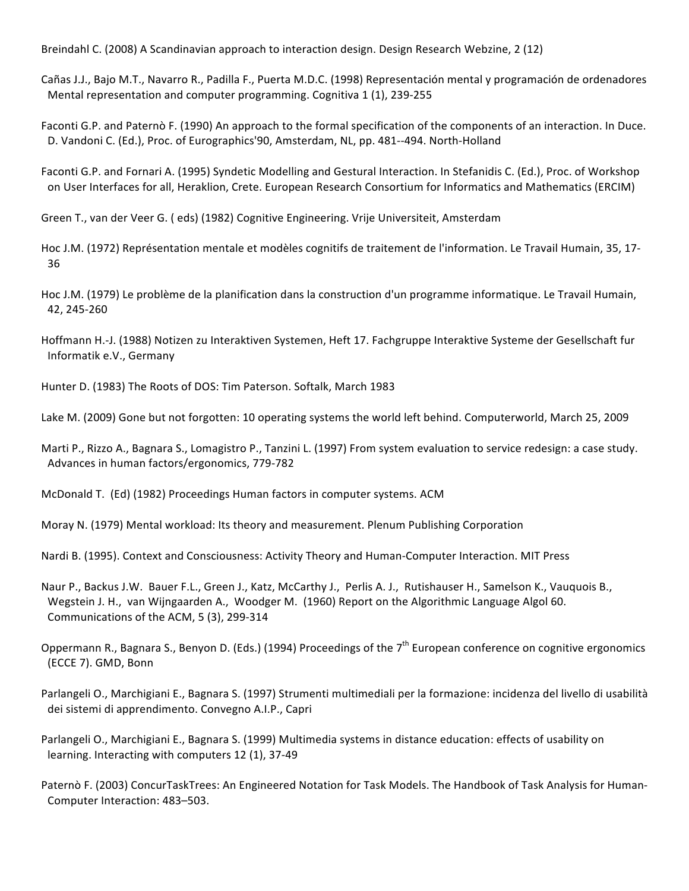Breindahl C. (2008) A Scandinavian approach to interaction design. Design Research Webzine, 2 (12)

Cañas J.J., Bajo M.T., Navarro R., Padilla F., Puerta M.D.C. (1998) Representación mental y programación de ordenadores Mental representation and computer programming. Cognitiva 1 (1), 239-255

Faconti G.P. and Paternò F. (1990) An approach to the formal specification of the components of an interaction. In Duce. D. Vandoni C. (Ed.), Proc. of Eurographics'90, Amsterdam, NL, pp. 481--494. North-Holland

Faconti G.P. and Fornari A. (1995) Syndetic Modelling and Gestural Interaction. In Stefanidis C. (Ed.), Proc. of Workshop on User Interfaces for all, Heraklion, Crete. European Research Consortium for Informatics and Mathematics (ERCIM)

Green T., van der Veer G. ( eds) (1982) Cognitive Engineering. Vrije Universiteit, Amsterdam

Hoc J.M. (1972) Représentation mentale et modèles cognitifs de traitement de l'information. Le Travail Humain, 35, 17-36

Hoc J.M. (1979) Le problème de la planification dans la construction d'un programme informatique. Le Travail Humain, 42, 245-260

Hoffmann H.-J. (1988) Notizen zu Interaktiven Systemen, Heft 17. Fachgruppe Interaktive Systeme der Gesellschaft fur Informatik e.V., Germany

Hunter D. (1983) The Roots of DOS: Tim Paterson. Softalk, March 1983

Lake M. (2009) Gone but not forgotten: 10 operating systems the world left behind. Computerworld, March 25, 2009

Marti P., Rizzo A., Bagnara S., Lomagistro P., Tanzini L. (1997) From system evaluation to service redesign: a case study. Advances in human factors/ergonomics, 779-782

McDonald T. (Ed) (1982) Proceedings Human factors in computer systems. ACM

Moray N. (1979) Mental workload: Its theory and measurement. Plenum Publishing Corporation

Nardi B. (1995). Context and Consciousness: Activity Theory and Human-Computer Interaction. MIT Press

Naur P., Backus J.W. Bauer F.L., Green J., Katz, McCarthy J., Perlis A. J., Rutishauser H., Samelson K., Vauquois B., Wegstein J. H., van Wijngaarden A., Woodger M. (1960) Report on the Algorithmic Language Algol 60. Communications of the ACM, 5 (3), 299-314

Oppermann R., Bagnara S., Benyon D. (Eds.) (1994) Proceedings of the 7th European conference on cognitive ergonomics (ECCE 7). GMD, Bonn

Parlangeli O., Marchigiani E., Bagnara S. (1997) Strumenti multimediali per la formazione: incidenza del livello di usabilità dei sistemi di apprendimento. Convegno A.I.P., Capri

Parlangeli O., Marchigiani E., Bagnara S. (1999) Multimedia systems in distance education: effects of usability on learning. Interacting with computers 12 (1), 37-49

Paternò F. (2003) ConcurTaskTrees: An Engineered Notation for Task Models. The Handbook of Task Analysis for Human-Computer Interaction: 483–503.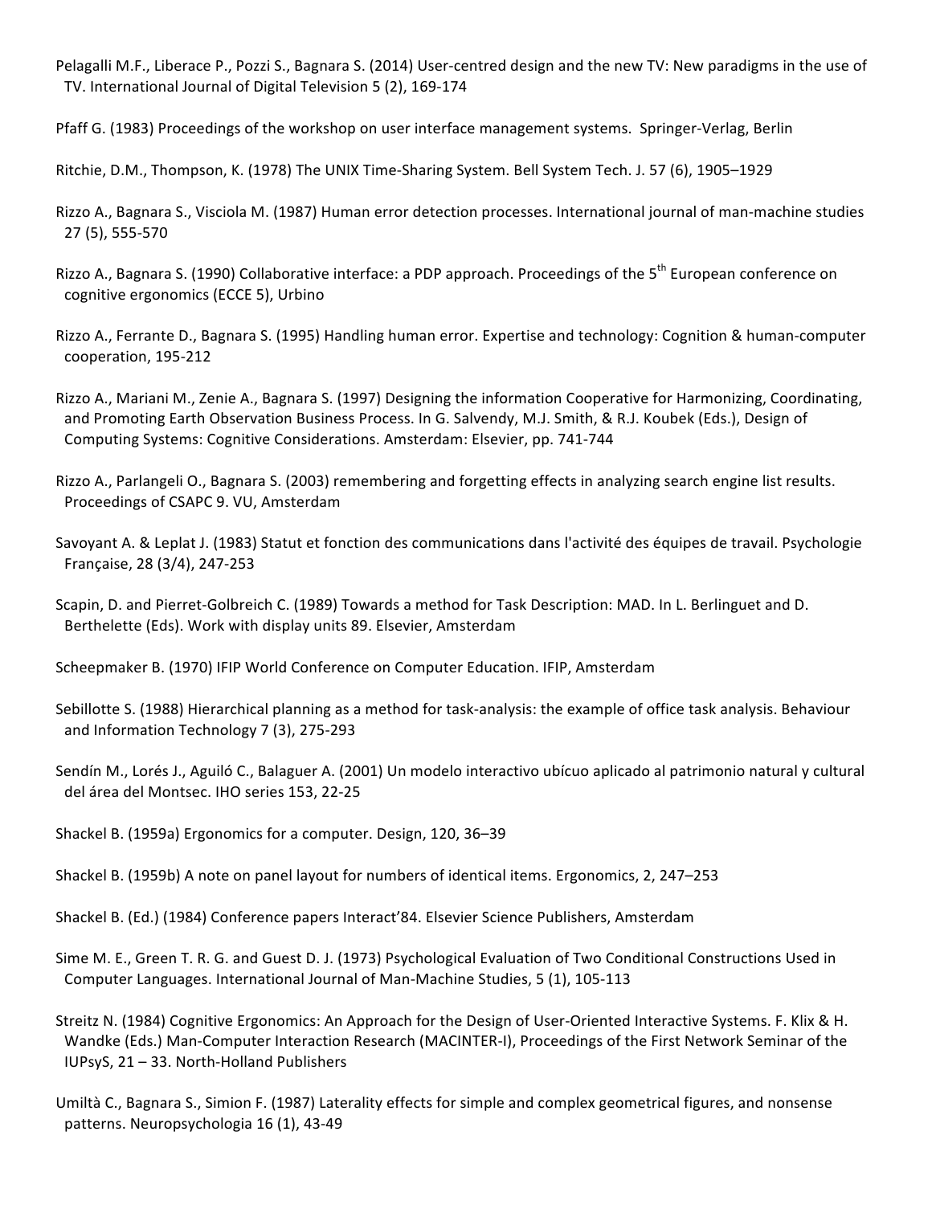Pelagalli M.F., Liberace P., Pozzi S., Bagnara S. (2014) User-centred design and the new TV: New paradigms in the use of TV. International Journal of Digital Television 5 (2), 169-174

Pfaff G. (1983) Proceedings of the workshop on user interface management systems. Springer-Verlag, Berlin

Ritchie, D.M., Thompson, K. (1978) The UNIX Time-Sharing System. Bell System Tech. J. 57 (6), 1905–1929

Rizzo A., Bagnara S., Visciola M. (1987) Human error detection processes. International journal of man-machine studies 27 (5), 555-570

Rizzo A., Bagnara S. (1990) Collaborative interface: a PDP approach. Proceedings of the 5th European conference on cognitive ergonomics (ECCE 5), Urbino

Rizzo A., Ferrante D., Bagnara S. (1995) Handling human error. Expertise and technology: Cognition & human-computer cooperation, 195-212

Rizzo A., Mariani M., Zenie A., Bagnara S. (1997) Designing the information Cooperative for Harmonizing, Coordinating, and Promoting Earth Observation Business Process. In G. Salvendy, M.J. Smith, & R.J. Koubek (Eds.), Design of Computing Systems: Cognitive Considerations. Amsterdam: Elsevier, pp. 741-744

Rizzo A., Parlangeli O., Bagnara S. (2003) remembering and forgetting effects in analyzing search engine list results. Proceedings of CSAPC 9. VU, Amsterdam

Savoyant A. & Leplat J. (1983) Statut et fonction des communications dans l'activité des équipes de travail. Psychologie Française, 28 (3/4), 247-253

Scapin, D. and Pierret-Golbreich C. (1989) Towards a method for Task Description: MAD. In L. Berlinguet and D. Berthelette (Eds). Work with display units 89. Elsevier, Amsterdam

Scheepmaker B. (1970) IFIP World Conference on Computer Education. IFIP, Amsterdam

Sebillotte S. (1988) Hierarchical planning as a method for task-analysis: the example of office task analysis. Behaviour and Information Technology 7 (3), 275-293

Sendín M., Lorés J., Aguiló C., Balaguer A. (2001) Un modelo interactivo ubícuo aplicado al patrimonio natural y cultural del área del Montsec. IHO series 153, 22-25

Shackel B. (1959a) Ergonomics for a computer. Design, 120, 36–39

Shackel B. (1959b) A note on panel layout for numbers of identical items. Ergonomics, 2, 247–253

Shackel B. (Ed.) (1984) Conference papers Interact'84. Elsevier Science Publishers, Amsterdam

Sime M. E., Green T. R. G. and Guest D. J. (1973) Psychological Evaluation of Two Conditional Constructions Used in Computer Languages. International Journal of Man-Machine Studies, 5 (1), 105-113

Streitz N. (1984) Cognitive Ergonomics: An Approach for the Design of User-Oriented Interactive Systems. F. Klix & H. Wandke (Eds.) Man-Computer Interaction Research (MACINTER-I), Proceedings of the First Network Seminar of the IUPsyS, 21 – 33. North-Holland Publishers

Umiltà C., Bagnara S., Simion F. (1987) Laterality effects for simple and complex geometrical figures, and nonsense patterns. Neuropsychologia 16 (1), 43-49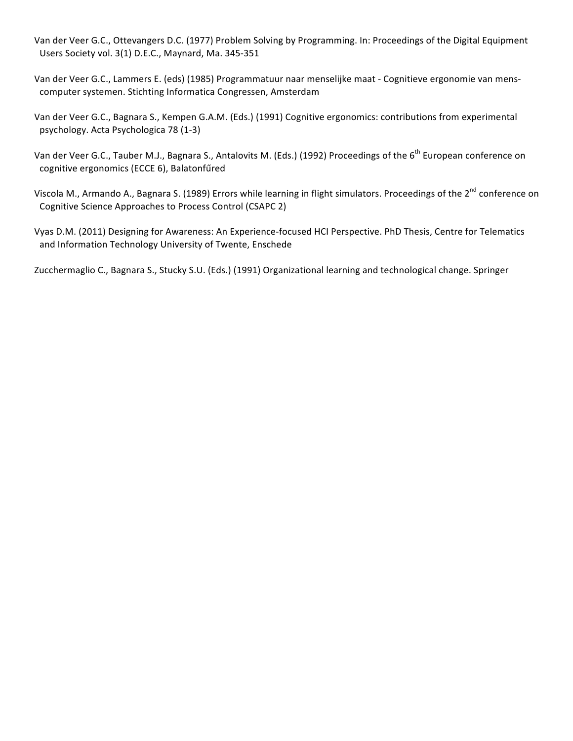Van der Veer G.C., Ottevangers D.C. (1977) Problem Solving by Programming. In: Proceedings of the Digital Equipment Users Society vol. 3(1) D.E.C., Maynard, Ma. 345-351

Van der Veer G.C., Lammers E. (eds) (1985) Programmatuur naar menselijke maat - Cognitieve ergonomie van mens-computer systemen. Stichting Informatica Congressen, Amsterdam

Van der Veer G.C., Bagnara S., Kempen G.A.M. (Eds.) (1991) Cognitive ergonomics: contributions from experimental psychology. Acta Psychologica 78 (1-3)

Van der Veer G.C., Tauber M.J., Bagnara S., Antalovits M. (Eds.) (1992) Proceedings of the 6th European conference on cognitive ergonomics (ECCE 6), Balatonfűred

Viscola M., Armando A., Bagnara S. (1989) Errors while learning in flight simulators. Proceedings of the 2nd conference on Cognitive Science Approaches to Process Control (CSAPC 2)

Vyas D.M. (2011) Designing for Awareness: An Experience-focused HCI Perspective. PhD Thesis, Centre for Telematics and Information Technology University of Twente, Enschede

Zucchermaglio C., Bagnara S., Stucky S.U. (Eds.) (1991) Organizational learning and technological change. Springer